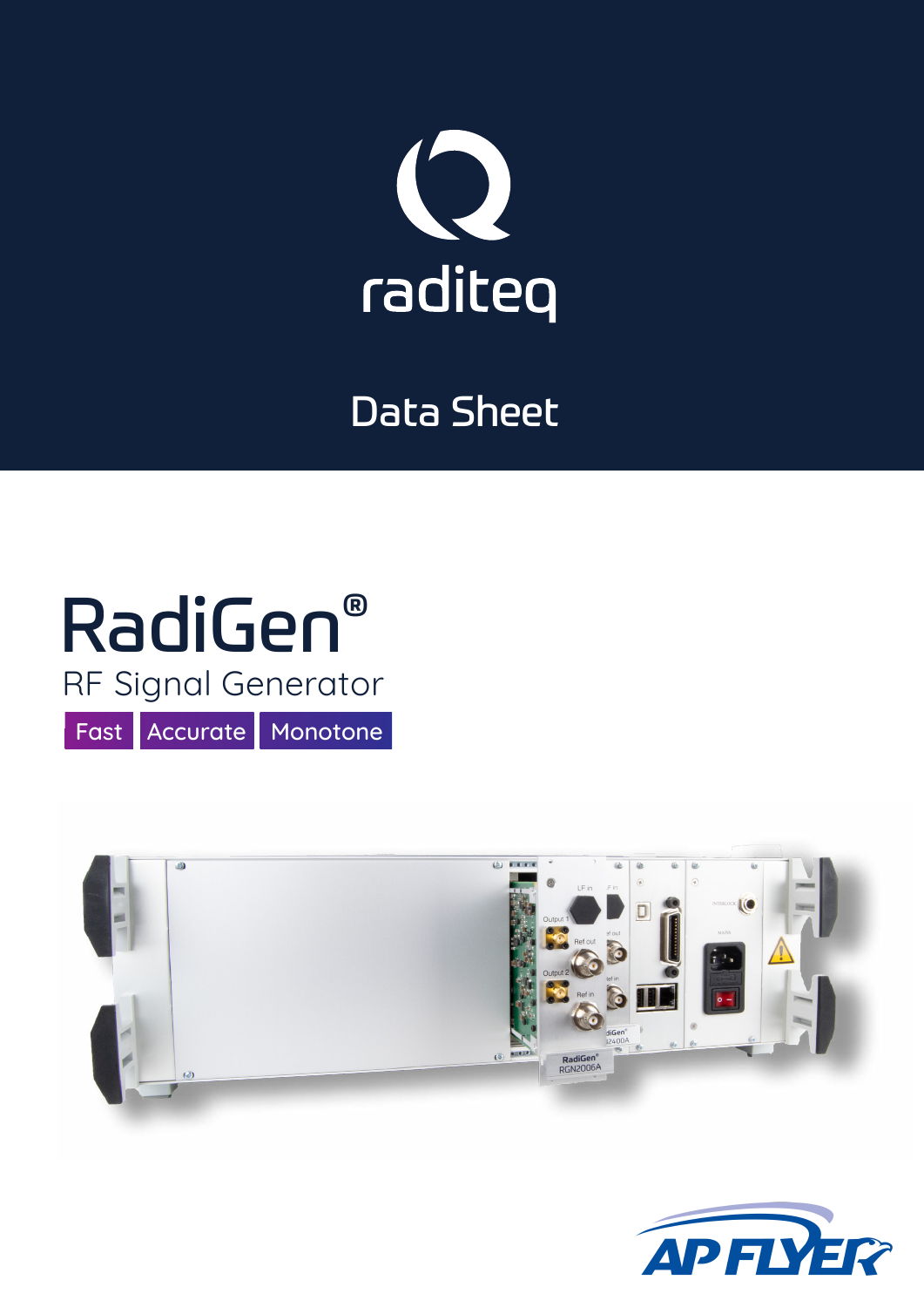raditeq

Data Sheet

# RadiGen®

RF Signal Generator

Fast | Accurate | Monotone

AP FLYER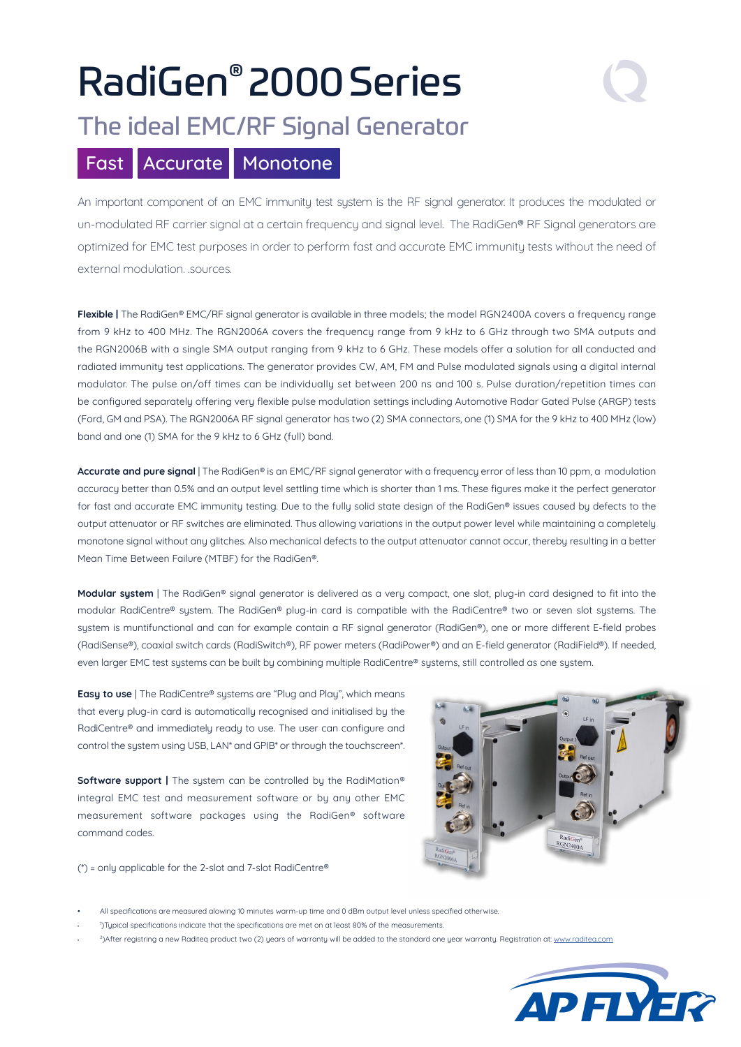# RadiGen® 2000 Series

## The ideal EMC/RF Signal Generator

**Fast** **Accurate** **Monotone**

An important component of an EMC immunity test system is the RF signal generator. It produces the modulated or un-modulated RF carrier signal at a certain frequency and signal level. The RadiGen® RF Signal generators are optimized for EMC test purposes in order to perform fast and accurate EMC immunity tests without the need of external modulation. .sources.

**Flexible |** The RadiGen® EMC/RF signal generator is available in three models; the model RGN2400A covers a frequency range from 9 kHz to 400 MHz. The RGN2006A covers the frequency range from 9 kHz to 6 GHz through two SMA outputs and the RGN2006B with a single SMA output ranging from 9 kHz to 6 GHz. These models offer a solution for all conducted and radiated immunity test applications. The generator provides CW, AM, FM and Pulse modulated signals using a digital internal modulator. The pulse on/off times can be individually set between 200 ns and 100 s. Pulse duration/repetition times can be configured separately offering very flexible pulse modulation settings including Automotive Radar Gated Pulse (ARGP) tests (Ford, GM and PSA). The RGN2006A RF signal generator has two (2) SMA connectors, one (1) SMA for the 9 kHz to 400 MHz (low) band and one (1) SMA for the 9 kHz to 6 GHz (full) band.

**Accurate and pure signal** | The RadiGen® is an EMC/RF signal generator with a frequency error of less than 10 ppm, a modulation accuracy better than 0.5% and an output level settling time which is shorter than 1 ms. These figures make it the perfect generator for fast and accurate EMC immunity testing. Due to the fully solid state design of the RadiGen® issues caused by defects to the output attenuator or RF switches are eliminated. Thus allowing variations in the output power level while maintaining a completely monotone signal without any glitches. Also mechanical defects to the output attenuator cannot occur, thereby resulting in a better Mean Time Between Failure (MTBF) for the RadiGen®.

**Modular system** | The RadiGen® signal generator is delivered as a very compact, one slot, plug-in card designed to fit into the modular RadiCentre® system. The RadiGen® plug-in card is compatible with the RadiCentre® two or seven slot systems. The system is muntifunctional and can for example contain a RF signal generator (RadiGen®), one or more different E-field probes (RadiSense®), coaxial switch cards (RadiSwitch®), RF power meters (RadiPower®) and an E-field generator (RadiField®). If needed, even larger EMC test systems can be built by combining multiple RadiCentre® systems, still controlled as one system.

**Easy to use** | The RadiCentre® systems are "Plug and Play", which means that every plug-in card is automatically recognised and initialised by the RadiCentre® and immediately ready to use. The user can configure and control the system using USB, LAN* and GPIB* or through the touchscreen*.

**Software support |** The system can be controlled by the RadiMation® integral EMC test and measurement software or by any other EMC measurement software packages using the RadiGen® software command codes.

(*) = only applicable for the 2-slot and 7-slot RadiCentre®

- All specifications are measured alowing 10 minutes warm-up time and 0 dBm output level unless specified otherwise.
- [1])Typical specifications indicate that the specifications are met on at least 80% of the measurements.
- [2])After registring a new Raditeq product two (2) years of warranty will be added to the standard one year warranty. Registration at: www.raditeq.com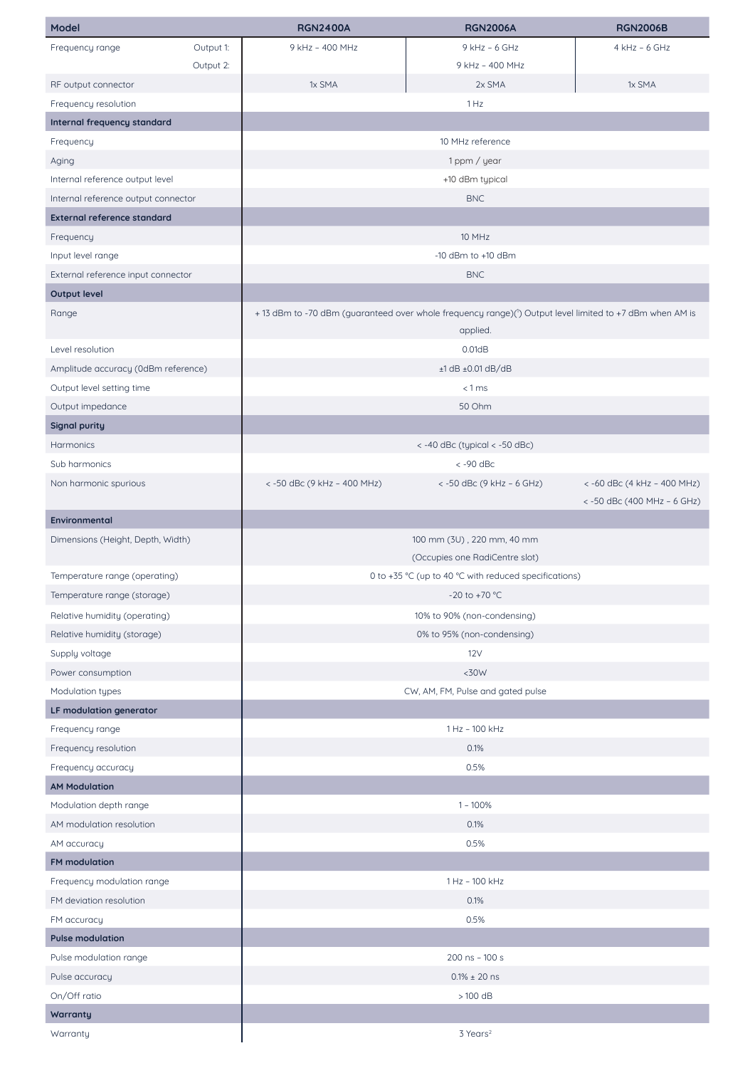| Model | | RGN2400A | RGN2006A | RGN2006B |
|---|---|---|---|---|
| Frequency range | Output 1: | 9 kHz – 400 MHz | 9 kHz – 6 GHz | 4 kHz – 6 GHz |
| | Output 2: | | 9 kHz – 400 MHz | |
| RF output connector | | 1x SMA | 2x SMA | 1x SMA |
| Frequency resolution | | 1 Hz | | |
| **Internal frequency standard** | | | | |
| Frequency | | 10 MHz reference | | |
| Aging | | 1 ppm / year | | |
| Internal reference output level | | +10 dBm typical | | |
| Internal reference output connector | | BNC | | |
| **External reference standard** | | | | |
| Frequency | | 10 MHz | | |
| Input level range | | -10 dBm to +10 dBm | | |
| External reference input connector | | BNC | | |
| **Output level** | | | | |
| Range | | + 13 dBm to -70 dBm (guaranteed over whole frequency range)(¹) Output level limited to +7 dBm when AM is applied. | | |
| Level resolution | | 0.01dB | | |
| Amplitude accuracy (0dBm reference) | | ±1 dB ±0.01 dB/dB | | |
| Output level setting time | | < 1 ms | | |
| Output impedance | | 50 Ohm | | |
| **Signal purity** | | | | |
| Harmonics | | < -40 dBc (typical < -50 dBc) | | |
| Sub harmonics | | < -90 dBc | | |
| Non harmonic spurious | | < -50 dBc (9 kHz – 400 MHz) | < -50 dBc (9 kHz – 6 GHz) | < -60 dBc (4 kHz – 400 MHz)<br>< -50 dBc (400 MHz – 6 GHz) |
| **Environmental** | | | | |
| Dimensions (Height, Depth, Width) | | 100 mm (3U) , 220 mm, 40 mm<br>(Occupies one RadiCentre slot) | | |
| Temperature range (operating) | | 0 to +35 °C (up to 40 °C with reduced specifications) | | |
| Temperature range (storage) | | -20 to +70 °C | | |
| Relative humidity (operating) | | 10% to 90% (non-condensing) | | |
| Relative humidity (storage) | | 0% to 95% (non-condensing) | | |
| Supply voltage | | 12V | | |
| Power consumption | | <30W | | |
| Modulation types | | CW, AM, FM, Pulse and gated pulse | | |
| **LF modulation generator** | | | | |
| Frequency range | | 1 Hz – 100 kHz | | |
| Frequency resolution | | 0.1% | | |
| Frequency accuracy | | 0.5% | | |
| **AM Modulation** | | | | |
| Modulation depth range | | 1 – 100% | | |
| AM modulation resolution | | 0.1% | | |
| AM accuracy | | 0.5% | | |
| **FM modulation** | | | | |
| Frequency modulation range | | 1 Hz – 100 kHz | | |
| FM deviation resolution | | 0.1% | | |
| FM accuracy | | 0.5% | | |
| **Pulse modulation** | | | | |
| Pulse modulation range | | 200 ns – 100 s | | |
| Pulse accuracy | | 0.1% ± 20 ns | | |
| On/Off ratio | | > 100 dB | | |
| **Warranty** | | | | |
| Warranty | | 3 Years[2] | | |